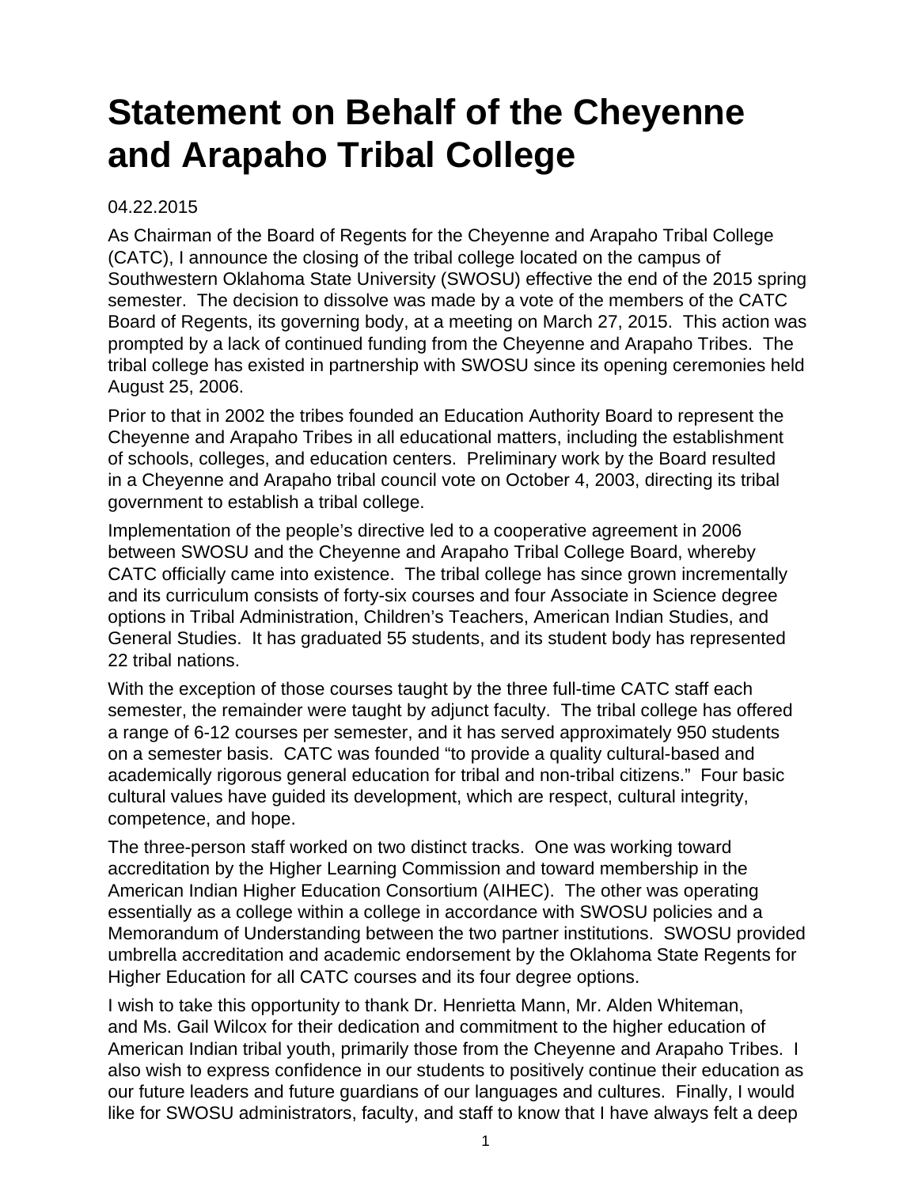# Statement on Behalf of the Cheyenne and Arapaho Tribal College

04.22.2015

As Chairman of the Board of Regents for the Cheyenne and Arapaho Tribal College (CATC), I announce the closing of the tribal college located on the campus of Southwestern Oklahoma State University (SWOSU) effective the end of the 2015 spring semester. The decision to dissolve was made by a vote of the members of the CATC Board of Regents, its governing body, at a meeting on March 27, 2015. This action was prompted by a lack of continued funding from the Cheyenne and Arapaho Tribes. The tribal college has existed in partnership with SWOSU since its opening ceremonies held August 25, 2006.

Prior to that in 2002 the tribes founded an Education Authority Board to represent the Cheyenne and Arapaho Tribes in all educational matters, including the establishment of schools, colleges, and education centers. Preliminary work by the Board resulted in a Cheyenne and Arapaho tribal council vote on October 4, 2003, directing its tribal government to establish a tribal college.

Implementation of the people's directive led to a cooperative agreement in 2006 between SWOSU and the Cheyenne and Arapaho Tribal College Board, whereby CATC officially came into existence. The tribal college has since grown incrementally and its curriculum consists of forty-six courses and four Associate in Science degree options in Tribal Administration, Children's Teachers, American Indian Studies, and General Studies. It has graduated 55 students, and its student body has represented 22 tribal nations.

With the exception of those courses taught by the three full-time CATC staff each semester, the remainder were taught by adjunct faculty. The tribal college has offered a range of 6-12 courses per semester, and it has served approximately 950 students on a semester basis. CATC was founded "to provide a quality cultural-based and academically rigorous general education for tribal and non-tribal citizens." Four basic cultural values have guided its development, which are respect, cultural integrity, competence, and hope.

The three-person staff worked on two distinct tracks. One was working toward accreditation by the Higher Learning Commission and toward membership in the American Indian Higher Education Consortium (AIHEC). The other was operating essentially as a college within a college in accordance with SWOSU policies and a Memorandum of Understanding between the two partner institutions. SWOSU provided umbrella accreditation and academic endorsement by the Oklahoma State Regents for Higher Education for all CATC courses and its four degree options.

I wish to take this opportunity to thank Dr. Henrietta Mann, Mr. Alden Whiteman, and Ms. Gail Wilcox for their dedication and commitment to the higher education of American Indian tribal youth, primarily those from the Cheyenne and Arapaho Tribes. I also wish to express confidence in our students to positively continue their education as our future leaders and future guardians of our languages and cultures. Finally, I would like for SWOSU administrators, faculty, and staff to know that I have always felt a deep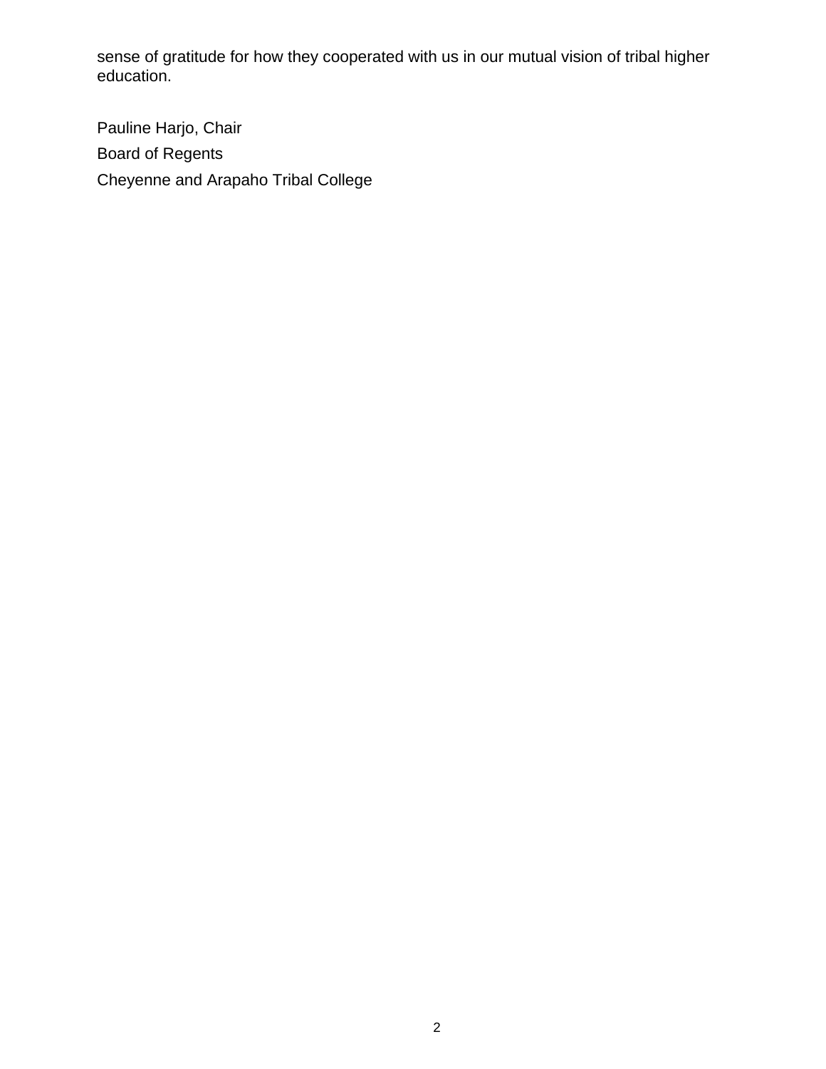sense of gratitude for how they cooperated with us in our mutual vision of tribal higher education.

Pauline Harjo, Chair

Board of Regents

Cheyenne and Arapaho Tribal College